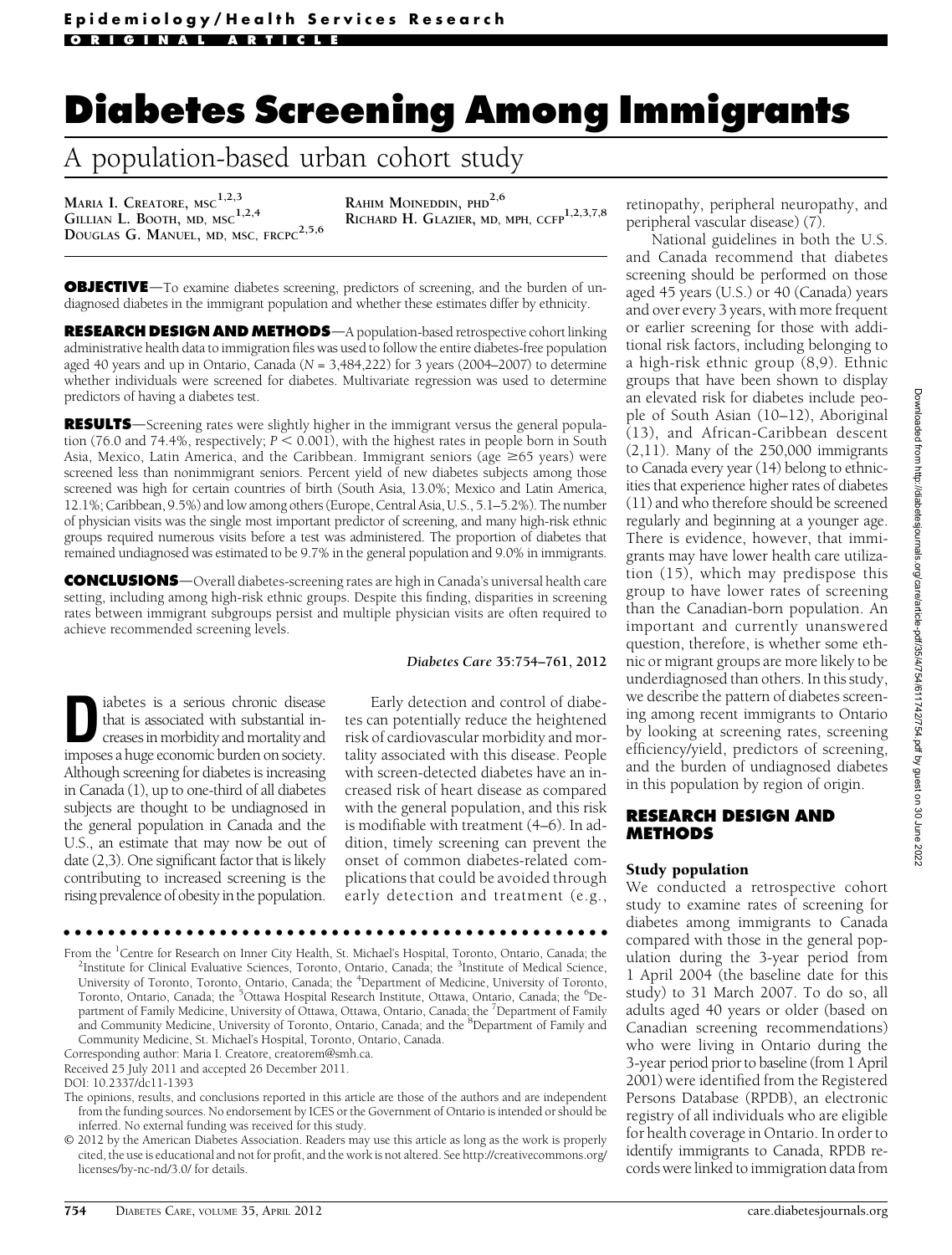Epidemiology/Health Services Research

ORIGINAL ARTICLE

# Diabetes Screening Among Immigrants

## A population-based urban cohort study

MARIA I. CREATORE, MSC[1,2,3]
GILLIAN L. BOOTH, MD, MSC[1,2,4]
DOUGLAS G. MANUEL, MD, MSC, FRCPC[2,5,6]
RAHIM MOINEDDIN, PHD[2,6]
RICHARD H. GLAZIER, MD, MPH, CCFP[1,2,3,7,8]

**OBJECTIVE**—To examine diabetes screening, predictors of screening, and the burden of undiagnosed diabetes in the immigrant population and whether these estimates differ by ethnicity.

**RESEARCH DESIGN AND METHODS**—A population-based retrospective cohort linking administrative health data to immigration files was used to follow the entire diabetes-free population aged 40 years and up in Ontario, Canada (N = 3,484,222) for 3 years (2004–2007) to determine whether individuals were screened for diabetes. Multivariate regression was used to determine predictors of having a diabetes test.

**RESULTS**—Screening rates were slightly higher in the immigrant versus the general population (76.0 and 74.4%, respectively; $P < 0.001$), with the highest rates in people born in South Asia, Mexico, Latin America, and the Caribbean. Immigrant seniors (age ≥65 years) were screened less than nonimmigrant seniors. Percent yield of new diabetes subjects among those screened was high for certain countries of birth (South Asia, 13.0%; Mexico and Latin America, 12.1%; Caribbean, 9.5%) and low among others (Europe, Central Asia, U.S., 5.1–5.2%). The number of physician visits was the single most important predictor of screening, and many high-risk ethnic groups required numerous visits before a test was administered. The proportion of diabetes that remained undiagnosed was estimated to be 9.7% in the general population and 9.0% in immigrants.

**CONCLUSIONS**—Overall diabetes-screening rates are high in Canada's universal health care setting, including among high-risk ethnic groups. Despite this finding, disparities in screening rates between immigrant subgroups persist and multiple physician visits are often required to achieve recommended screening levels.

*Diabetes Care* 35:754–761, 2012

Diabetes is a serious chronic disease that is associated with substantial increases in morbidity and mortality and imposes a huge economic burden on society. Although screening for diabetes is increasing in Canada (1), up to one-third of all diabetes subjects are thought to be undiagnosed in the general population in Canada and the U.S., an estimate that may now be out of date (2,3). One significant factor that is likely contributing to increased screening is the rising prevalence of obesity in the population.

Early detection and control of diabetes can potentially reduce the heightened risk of cardiovascular morbidity and mortality associated with this disease. People with screen-detected diabetes have an increased risk of heart disease as compared with the general population, and this risk is modifiable with treatment (4–6). In addition, timely screening can prevent the onset of common diabetes-related complications that could be avoided through early detection and treatment (e.g., retinopathy, peripheral neuropathy, and peripheral vascular disease) (7).

National guidelines in both the U.S. and Canada recommend that diabetes screening should be performed on those aged 45 years (U.S.) or 40 (Canada) years and over every 3 years, with more frequent or earlier screening for those with additional risk factors, including belonging to a high-risk ethnic group (8,9). Ethnic groups that have been shown to display an elevated risk for diabetes include people of South Asian (10–12), Aboriginal (13), and African-Caribbean descent (2,11). Many of the 250,000 immigrants to Canada every year (14) belong to ethnicities that experience higher rates of diabetes (11) and who therefore should be screened regularly and beginning at a younger age. There is evidence, however, that immigrants may have lower health care utilization (15), which may predispose this group to have lower rates of screening than the Canadian-born population. An important and currently unanswered question, therefore, is whether some ethnic or migrant groups are more likely to be underdiagnosed than others. In this study, we describe the pattern of diabetes screening among recent immigrants to Ontario by looking at screening rates, screening efficiency/yield, predictors of screening, and the burden of undiagnosed diabetes in this population by region of origin.

## RESEARCH DESIGN AND METHODS

### Study population

We conducted a retrospective cohort study to examine rates of screening for diabetes among immigrants to Canada compared with those in the general population during the 3-year period from 1 April 2004 (the baseline date for this study) to 31 March 2007. To do so, all adults aged 40 years or older (based on Canadian screening recommendations) who were living in Ontario during the 3-year period prior to baseline (from 1 April 2001) were identified from the Registered Persons Database (RPDB), an electronic registry of all individuals who are eligible for health coverage in Ontario. In order to identify immigrants to Canada, RPDB records were linked to immigration data from

From the [1]Centre for Research on Inner City Health, St. Michael's Hospital, Toronto, Ontario, Canada; the [2]Institute for Clinical Evaluative Sciences, Toronto, Ontario, Canada; the [3]Institute of Medical Science, University of Toronto, Toronto, Ontario, Canada; the [4]Department of Medicine, University of Toronto, Toronto, Ontario, Canada; the [5]Ottawa Hospital Research Institute, Ottawa, Ontario, Canada; the [6]Department of Family Medicine, University of Ottawa, Ottawa, Ontario, Canada; the [7]Department of Family and Community Medicine, University of Toronto, Ontario, Canada; and the [8]Department of Family and Community Medicine, St. Michael's Hospital, Toronto, Ontario, Canada.

Corresponding author: Maria I. Creatore, creatorem@smh.ca.

Received 25 July 2011 and accepted 26 December 2011.

DOI: 10.2337/dc11-1393

The opinions, results, and conclusions reported in this article are those of the authors and are independent from the funding sources. No endorsement by ICES or the Government of Ontario is intended or should be inferred. No external funding was received for this study.

© 2012 by the American Diabetes Association. Readers may use this article as long as the work is properly cited, the use is educational and not for profit, and the work is not altered. See http://creativecommons.org/licenses/by-nc-nd/3.0/ for details.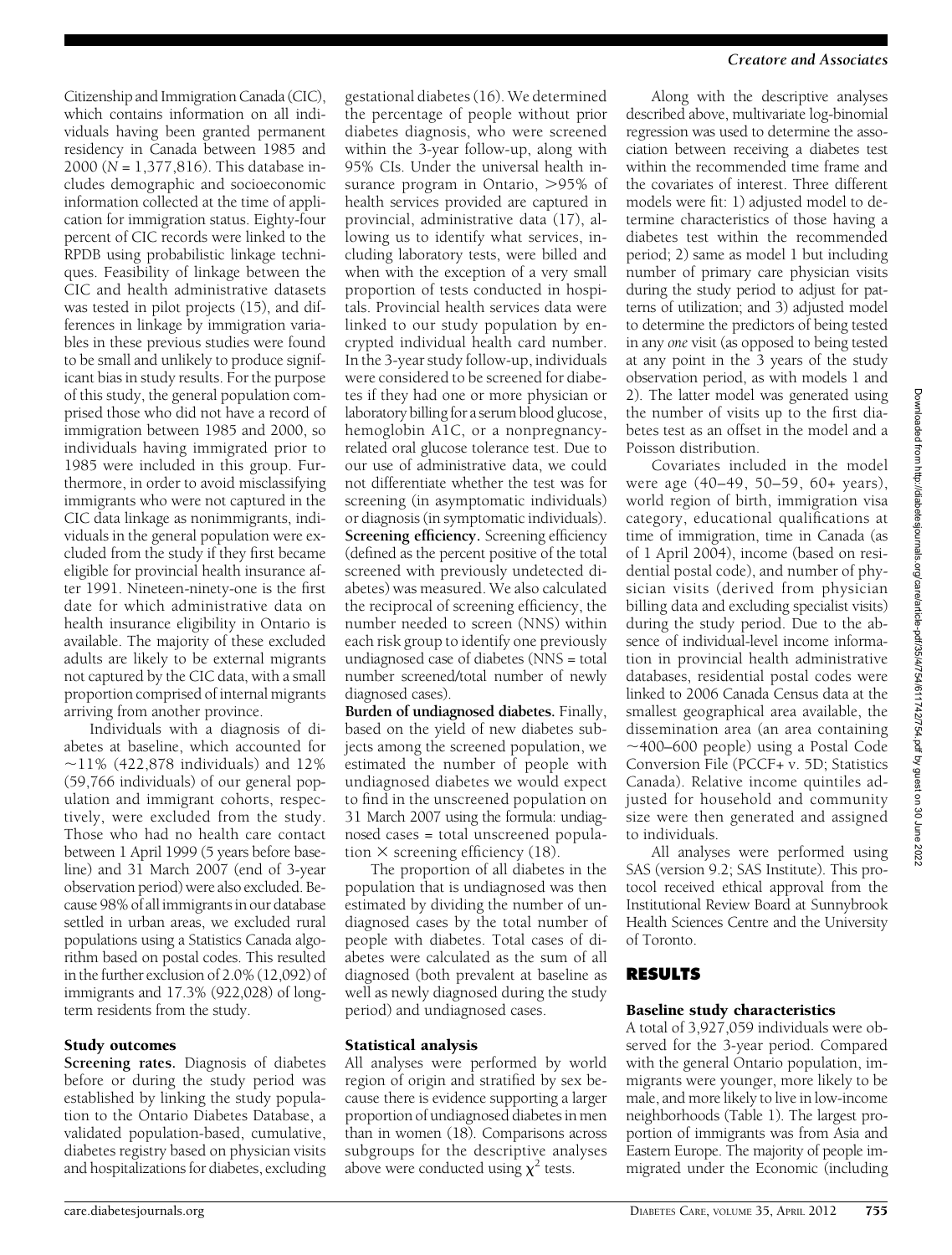Citizenship and Immigration Canada (CIC), which contains information on all individuals having been granted permanent residency in Canada between 1985 and 2000 ($N$ = 1,377,816). This database includes demographic and socioeconomic information collected at the time of application for immigration status. Eighty-four percent of CIC records were linked to the RPDB using probabilistic linkage techniques. Feasibility of linkage between the CIC and health administrative datasets was tested in pilot projects (15), and differences in linkage by immigration variables in these previous studies were found to be small and unlikely to produce significant bias in study results. For the purpose of this study, the general population comprised those who did not have a record of immigration between 1985 and 2000, so individuals having immigrated prior to 1985 were included in this group. Furthermore, in order to avoid misclassifying immigrants who were not captured in the CIC data linkage as nonimmigrants, individuals in the general population were excluded from the study if they first became eligible for provincial health insurance after 1991. Nineteen-ninety-one is the first date for which administrative data on health insurance eligibility in Ontario is available. The majority of these excluded adults are likely to be external migrants not captured by the CIC data, with a small proportion comprised of internal migrants arriving from another province.

Individuals with a diagnosis of diabetes at baseline, which accounted for ~11% (422,878 individuals) and 12% (59,766 individuals) of our general population and immigrant cohorts, respectively, were excluded from the study. Those who had no health care contact between 1 April 1999 (5 years before baseline) and 31 March 2007 (end of 3-year observation period) were also excluded. Because 98% of all immigrants in our database settled in urban areas, we excluded rural populations using a Statistics Canada algorithm based on postal codes. This resulted in the further exclusion of 2.0% (12,092) of immigrants and 17.3% (922,028) of long-term residents from the study.

### Study outcomes

**Screening rates.** Diagnosis of diabetes before or during the study period was established by linking the study population to the Ontario Diabetes Database, a validated population-based, cumulative, diabetes registry based on physician visits and hospitalizations for diabetes, excluding gestational diabetes (16). We determined the percentage of people without prior diabetes diagnosis, who were screened within the 3-year follow-up, along with 95% CIs. Under the universal health insurance program in Ontario, >95% of health services provided are captured in provincial, administrative data (17), allowing us to identify what services, including laboratory tests, were billed and when with the exception of a very small proportion of tests conducted in hospitals. Provincial health services data were linked to our study population by encrypted individual health card number. In the 3-year study follow-up, individuals were considered to be screened for diabetes if they had one or more physician or laboratory billing for a serum blood glucose, hemoglobin A1C, or a nonpregnancy-related oral glucose tolerance test. Due to our use of administrative data, we could not differentiate whether the test was for screening (in asymptomatic individuals) or diagnosis (in symptomatic individuals).

**Screening efficiency.** Screening efficiency (defined as the percent positive of the total screened with previously undetected diabetes) was measured. We also calculated the reciprocal of screening efficiency, the number needed to screen (NNS) within each risk group to identify one previously undiagnosed case of diabetes (NNS = total number screened/total number of newly diagnosed cases).

**Burden of undiagnosed diabetes.** Finally, based on the yield of new diabetes subjects among the screened population, we estimated the number of people with undiagnosed diabetes we would expect to find in the unscreened population on 31 March 2007 using the formula: undiagnosed cases = total unscreened population $\times$ screening efficiency (18).

The proportion of all diabetes in the population that is undiagnosed was then estimated by dividing the number of undiagnosed cases by the total number of people with diabetes. Total cases of diabetes were calculated as the sum of all diagnosed (both prevalent at baseline as well as newly diagnosed during the study period) and undiagnosed cases.

### Statistical analysis

All analyses were performed by world region of origin and stratified by sex because there is evidence supporting a larger proportion of undiagnosed diabetes in men than in women (18). Comparisons across subgroups for the descriptive analyses above were conducted using $\chi^2$ tests.

Along with the descriptive analyses described above, multivariate log-binomial regression was used to determine the association between receiving a diabetes test within the recommended time frame and the covariates of interest. Three different models were fit: 1) adjusted model to determine characteristics of those having a diabetes test within the recommended period; 2) same as model 1 but including number of primary care physician visits during the study period to adjust for patterns of utilization; and 3) adjusted model to determine the predictors of being tested in any *one* visit (as opposed to being tested at any point in the 3 years of the study observation period, as with models 1 and 2). The latter model was generated using the number of visits up to the first diabetes test as an offset in the model and a Poisson distribution.

Covariates included in the model were age (40–49, 50–59, 60+ years), world region of birth, immigration visa category, educational qualifications at time of immigration, time in Canada (as of 1 April 2004), income (based on residential postal code), and number of physician visits (derived from physician billing data and excluding specialist visits) during the study period. Due to the absence of individual-level income information in provincial health administrative databases, residential postal codes were linked to 2006 Canada Census data at the smallest geographical area available, the dissemination area (an area containing ~400–600 people) using a Postal Code Conversion File (PCCF+ v. 5D; Statistics Canada). Relative income quintiles adjusted for household and community size were then generated and assigned to individuals.

All analyses were performed using SAS (version 9.2; SAS Institute). This protocol received ethical approval from the Institutional Review Board at Sunnybrook Health Sciences Centre and the University of Toronto.

## RESULTS

### Baseline study characteristics

A total of 3,927,059 individuals were observed for the 3-year period. Compared with the general Ontario population, immigrants were younger, more likely to be male, and more likely to live in low-income neighborhoods (Table 1). The largest proportion of immigrants was from Asia and Eastern Europe. The majority of people immigrated under the Economic (including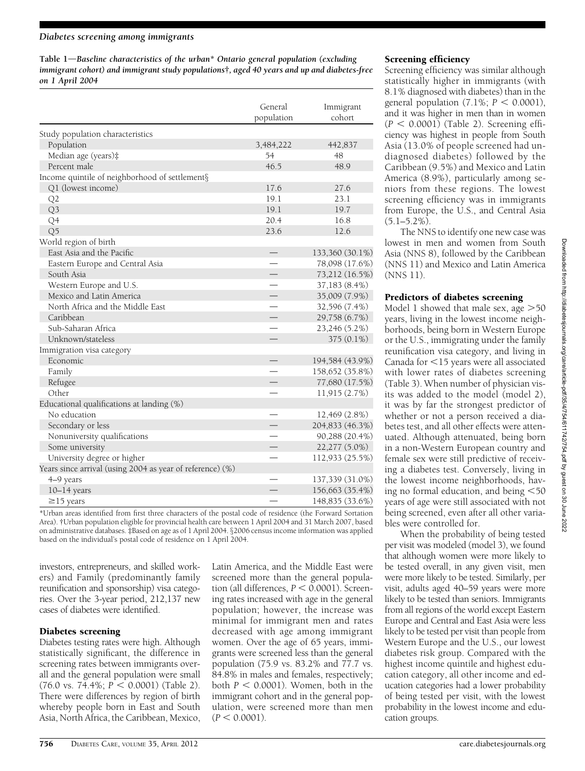**Table 1—Baseline characteristics of the urban* Ontario general population (excluding immigrant cohort) and immigrant study populations†, aged 40 years and up and diabetes-free on 1 April 2004**

| | General population | Immigrant cohort |
|---|---|---|
| Study population characteristics | | |
| Population | 3,484,222 | 442,837 |
| Median age (years)‡ | 54 | 48 |
| Percent male | 46.5 | 48.9 |
| Income quintile of neighborhood of settlement§ | | |
| Q1 (lowest income) | 17.6 | 27.6 |
| Q2 | 19.1 | 23.1 |
| Q3 | 19.1 | 19.7 |
| Q4 | 20.4 | 16.8 |
| Q5 | 23.6 | 12.6 |
| World region of birth | | |
| East Asia and the Pacific | — | 133,360 (30.1%) |
| Eastern Europe and Central Asia | — | 78,098 (17.6%) |
| South Asia | — | 73,212 (16.5%) |
| Western Europe and U.S. | — | 37,183 (8.4%) |
| Mexico and Latin America | — | 35,009 (7.9%) |
| North Africa and the Middle East | — | 32,596 (7.4%) |
| Caribbean | — | 29,758 (6.7%) |
| Sub-Saharan Africa | — | 23,246 (5.2%) |
| Unknown/stateless | — | 375 (0.1%) |
| Immigration visa category | | |
| Economic | — | 194,584 (43.9%) |
| Family | — | 158,652 (35.8%) |
| Refugee | — | 77,680 (17.5%) |
| Other | — | 11,915 (2.7%) |
| Educational qualifications at landing (%) | | |
| No education | — | 12,469 (2.8%) |
| Secondary or less | — | 204,833 (46.3%) |
| Nonuniversity qualifications | — | 90,288 (20.4%) |
| Some university | — | 22,277 (5.0%) |
| University degree or higher | — | 112,933 (25.5%) |
| Years since arrival (using 2004 as year of reference) (%) | | |
| 4–9 years | — | 137,339 (31.0%) |
| 10–14 years | — | 156,663 (35.4%) |
| ≥15 years | — | 148,835 (33.6%) |

*Urban areas identified from first three characters of the postal code of residence (the Forward Sortation Area). †Urban population eligible for provincial health care between 1 April 2004 and 31 March 2007, based on administrative databases. ‡Based on age as of 1 April 2004. §2006 census income information was applied based on the individual's postal code of residence on 1 April 2004.

investors, entrepreneurs, and skilled workers) and Family (predominantly family reunification and sponsorship) visa categories. Over the 3-year period, 212,137 new cases of diabetes were identified.

## Diabetes screening

Diabetes testing rates were high. Although statistically significant, the difference in screening rates between immigrants overall and the general population were small (76.0 vs. 74.4%; $P < 0.0001$) (Table 2). There were differences by region of birth whereby people born in East and South Asia, North Africa, the Caribbean, Mexico, Latin America, and the Middle East were screened more than the general population (all differences, $P < 0.0001$). Screening rates increased with age in the general population; however, the increase was minimal for immigrant men and rates decreased with age among immigrant women. Over the age of 65 years, immigrants were screened less than the general population (75.9 vs. 83.2% and 77.7 vs. 84.8% in males and females, respectively; both $P < 0.0001$). Women, both in the immigrant cohort and in the general population, were screened more than men ($P < 0.0001$).

## Screening efficiency

Screening efficiency was similar although statistically higher in immigrants (with 8.1% diagnosed with diabetes) than in the general population (7.1%; $P < 0.0001$), and it was higher in men than in women ($P < 0.0001$) (Table 2). Screening efficiency was highest in people from South Asia (13.0% of people screened had undiagnosed diabetes) followed by the Caribbean (9.5%) and Mexico and Latin America (8.9%), particularly among seniors from these regions. The lowest screening efficiency was in immigrants from Europe, the U.S., and Central Asia (5.1–5.2%).

The NNS to identify one new case was lowest in men and women from South Asia (NNS 8), followed by the Caribbean (NNS 11) and Mexico and Latin America (NNS 11).

## Predictors of diabetes screening

Model 1 showed that male sex, age >50 years, living in the lowest income neighborhoods, being born in Western Europe or the U.S., immigrating under the family reunification visa category, and living in Canada for <15 years were all associated with lower rates of diabetes screening (Table 3). When number of physician visits was added to the model (model 2), it was by far the strongest predictor of whether or not a person received a diabetes test, and all other effects were attenuated. Although attenuated, being born in a non-Western European country and female sex were still predictive of receiving a diabetes test. Conversely, living in the lowest income neighborhoods, having no formal education, and being <50 years of age were still associated with not being screened, even after all other variables were controlled for.

When the probability of being tested per visit was modeled (model 3), we found that although women were more likely to be tested overall, in any given visit, men were more likely to be tested. Similarly, per visit, adults aged 40–59 years were more likely to be tested than seniors. Immigrants from all regions of the world except Eastern Europe and Central and East Asia were less likely to be tested per visit than people from Western Europe and the U.S., our lowest diabetes risk group. Compared with the highest income quintile and highest education category, all other income and education categories had a lower probability of being tested per visit, with the lowest probability in the lowest income and education groups.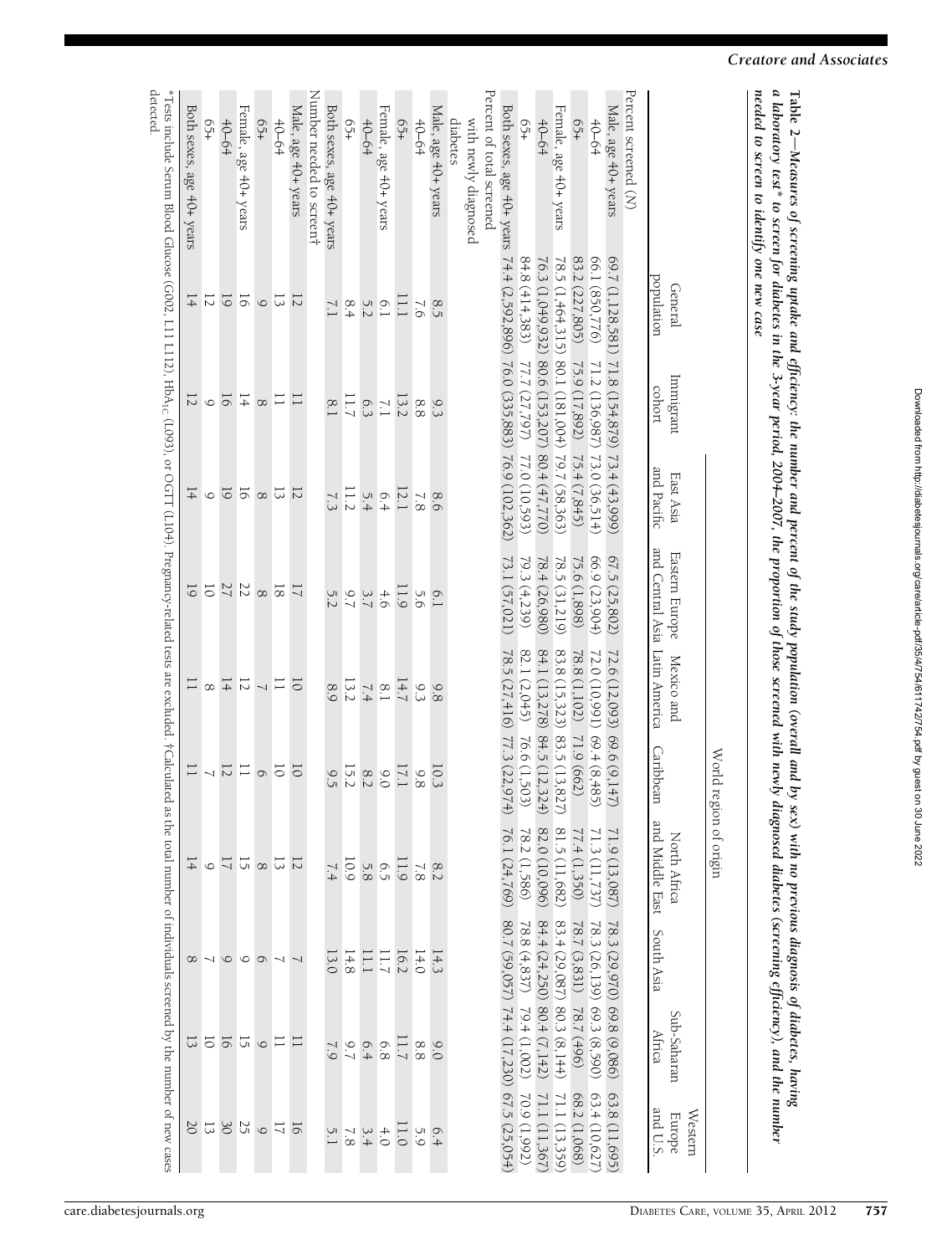**Table 2—Measures of screening uptake and efficiency: the number and percent of the study population (overall and by sex) with no previous diagnosis of diabetes, having a laboratory test* to screen for diabetes in the 3-year period, 2004–2007, the proportion of those screened with newly diagnosed diabetes (screening efficiency), and the number needed to screen to identify one new case**

| | General population | Immigrant cohort | World region of origin | | | | | | | |
|---|---|---|---|---|---|---|---|---|---|---|
| | | | East Asia and Pacific | Eastern Europe and Central Asia | Mexico and Latin America | Caribbean | North Africa and Middle East | South Asia | Sub-Saharan Africa | Western Europe and U.S. |
| Percent screened (N) | | | | | | | | | | |
| Male, age 40+ years | 69.7 (1,128,581) | 71.8 (154,879) | 73.4 (43,999) | 67.5 (25,802) | 72.6 (12,093) | 69.6 (9,147) | 71.9 (13,087) | 78.3 (29,970) | 69.8 (9,086) | 63.8 (11,695) |
| 40–64 | 66.1 (850,776) | 71.2 (136,987) | 73.0 (36,514) | 66.9 (23,904) | 72.0 (10,991) | 69.4 (8,485) | 71.3 (11,737) | 78.3 (26,139) | 69.3 (8,590) | 63.4 (10,627) |
| 65+ | 83.2 (227,805) | 75.9 (17,892) | 75.4 (7,845) | 75.6 (1,898) | 78.8 (1,102) | 71.9 (662) | 77.4 (1,350) | 78.7 (3,831) | 78.7 (496) | 68.2 (1,068) |
| Female, age 40+ years | 78.5 (1,464,315) | 80.1 (181,004) | 79.7 (58,363) | 78.5 (31,219) | 83.8 (15,323) | 83.5 (13,827) | 81.5 (11,682) | 83.4 (29,087) | 80.3 (8,144) | 71.1 (13,359) |
| 40–64 | 76.3 (1,049,932) | 80.6 (153,207) | 80.4 (47,770) | 78.4 (26,980) | 84.1 (13,278) | 84.5 (12,324) | 82.0 (10,096) | 84.4 (24,250) | 80.4 (7,142) | 71.1 (11,367) |
| 65+ | 84.8 (414,383) | 77.7 (27,797) | 77.0 (10,593) | 79.3 (4,239) | 82.1 (2,045) | 76.6 (1,503) | 78.2 (1,586) | 78.8 (4,837) | 79.4 (1,002) | 70.9 (1,992) |
| Both sexes, age 40+ years | 74.4 (2,592,896) | 76.0 (335,883) | 76.9 (102,362) | 73.1 (57,021) | 78.5 (27,416) | 77.3 (22,974) | 76.1 (24,769) | 80.7 (59,057) | 74.4 (17,230) | 67.5 (25,054) |
| Percent of total screened with newly diagnosed diabetes | | | | | | | | | | |
| Male, age 40+ years | 8.5 | 9.3 | 8.6 | 6.1 | 9.8 | 10.3 | 8.2 | 14.3 | 9.0 | 6.4 |
| 40–64 | 7.6 | 8.8 | 7.8 | 5.6 | 9.3 | 9.8 | 7.8 | 14.0 | 8.8 | 5.9 |
| 65+ | 11.1 | 13.2 | 12.1 | 11.9 | 14.7 | 17.1 | 11.9 | 16.2 | 11.7 | 11.0 |
| Female, age 40+ years | 6.1 | 7.1 | 6.4 | 4.6 | 8.1 | 9.0 | 6.5 | 11.7 | 6.8 | 4.0 |
| 40–64 | 5.2 | 6.3 | 5.4 | 3.7 | 7.4 | 8.2 | 5.8 | 11.1 | 6.4 | 3.4 |
| 65+ | 8.4 | 11.7 | 11.2 | 9.7 | 13.2 | 15.2 | 10.9 | 14.8 | 9.7 | 7.8 |
| Both sexes, age 40+ years | 7.1 | 8.1 | 7.3 | 5.2 | 8.9 | 9.5 | 7.4 | 13.0 | 7.9 | 5.1 |
| Number needed to screen† | | | | | | | | | | |
| Male, age 40+ years | 12 | 11 | 12 | 17 | 10 | 10 | 12 | 7 | 11 | 16 |
| 40–64 | 13 | 11 | 13 | 18 | 11 | 10 | 13 | 7 | 11 | 17 |
| 65+ | 9 | 8 | 8 | 8 | 7 | 6 | 8 | 6 | 9 | 9 |
| Female, age 40+ years | 16 | 14 | 16 | 22 | 12 | 11 | 15 | 9 | 15 | 25 |
| 40–64 | 19 | 16 | 19 | 27 | 14 | 12 | 17 | 9 | 16 | 30 |
| 65+ | 12 | 9 | 9 | 10 | 8 | 7 | 9 | 7 | 10 | 13 |
| Both sexes, age 40+ years | 14 | 12 | 14 | 19 | 11 | 11 | 14 | 8 | 13 | 20 |

*Tests include Serum Blood Glucose (G002, L111 L112), $HbA_{1C}$ (L093), or OGTT (L104). Pregnancy-related tests are excluded. †Calculated as the total number of individuals screened by the number of new cases detected.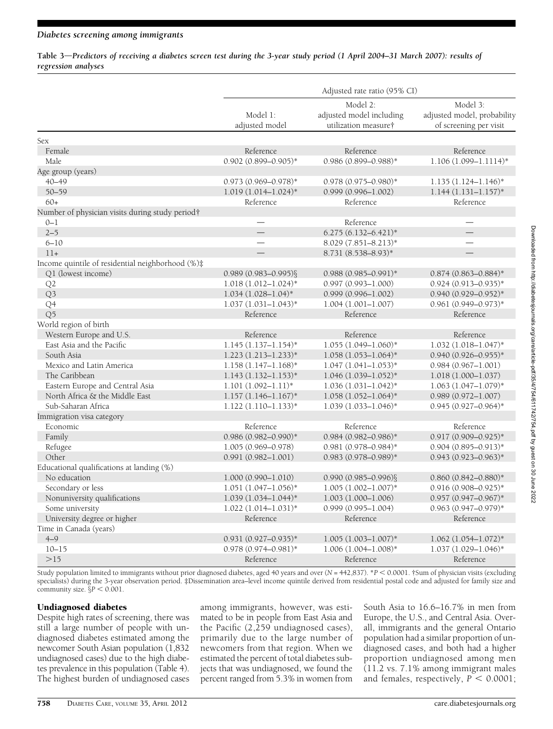**Table 3—Predictors of receiving a diabetes screen test during the 3-year study period (1 April 2004–31 March 2007): results of regression analyses**

| | Adjusted rate ratio (95% CI) | | |
|---|---|---|---|
| | Model 1: adjusted model | Model 2: adjusted model including utilization measure† | Model 3: adjusted model, probability of screening per visit |
| Sex | | | |
| Female | Reference | Reference | Reference |
| Male | 0.902 (0.899–0.905)* | 0.986 (0.899–0.988)* | 1.106 (1.099–1.1114)* |
| Age group (years) | | | |
| 40–49 | 0.973 (0.969–0.978)* | 0.978 (0.975–0.980)* | 1.135 (1.124–1.146)* |
| 50–59 | 1.019 (1.014–1.024)* | 0.999 (0.996–1.002) | 1.144 (1.131–1.157)* |
| 60+ | Reference | Reference | Reference |
| Number of physician visits during study period† | | | |
| 0–1 | — | Reference | — |
| 2–5 | — | 6.275 (6.132–6.421)* | — |
| 6–10 | — | 8.029 (7.851–8.213)* | — |
| 11+ | — | 8.731 (8.538–8.93)* | — |
| Income quintile of residential neighborhood (%)‡ | | | |
| Q1 (lowest income) | 0.989 (0.983–0.995)§ | 0.988 (0.985–0.991)* | 0.874 (0.863–0.884)* |
| Q2 | 1.018 (1.012–1.024)* | 0.997 (0.993–1.000) | 0.924 (0.913–0.935)* |
| Q3 | 1.034 (1.028–1.04)* | 0.999 (0.996–1.002) | 0.940 (0.929–0.952)* |
| Q4 | 1.037 (1.031–1.043)* | 1.004 (1.001–1.007) | 0.961 (0.949–0.973)* |
| Q5 | Reference | Reference | Reference |
| World region of birth | | | |
| Western Europe and U.S. | Reference | Reference | Reference |
| East Asia and the Pacific | 1.145 (1.137–1.154)* | 1.055 (1.049–1.060)* | 1.032 (1.018–1.047)* |
| South Asia | 1.223 (1.213–1.233)* | 1.058 (1.053–1.064)* | 0.940 (0.926–0.955)* |
| Mexico and Latin America | 1.158 (1.147–1.168)* | 1.047 (1.041–1.053)* | 0.984 (0.967–1.001) |
| The Caribbean | 1.143 (1.132–1.153)* | 1.046 (1.039–1.052)* | 1.018 (1.000–1.037) |
| Eastern Europe and Central Asia | 1.101 (1.092–1.11)* | 1.036 (1.031–1.042)* | 1.063 (1.047–1.079)* |
| North Africa & the Middle East | 1.157 (1.146–1.167)* | 1.058 (1.052–1.064)* | 0.989 (0.972–1.007) |
| Sub-Saharan Africa | 1.122 (1.110–1.133)* | 1.039 (1.033–1.046)* | 0.945 (0.927–0.964)* |
| Immigration visa category | | | |
| Economic | Reference | Reference | Reference |
| Family | 0.986 (0.982–0.990)* | 0.984 (0.982–0.986)* | 0.917 (0.909–0.925)* |
| Refugee | 1.005 (0.969–0.978) | 0.981 (0.978–0.984)* | 0.904 (0.895–0.913)* |
| Other | 0.991 (0.982–1.001) | 0.983 (0.978–0.989)* | 0.943 (0.923–0.963)* |
| Educational qualifications at landing (%) | | | |
| No education | 1.000 (0.990–1.010) | 0.990 (0.985–0.996)§ | 0.860 (0.842–0.880)* |
| Secondary or less | 1.051 (1.047–1.056)* | 1.005 (1.002–1.007)* | 0.916 (0.908–0.925)* |
| Nonuniversity qualifications | 1.039 (1.034–1.044)* | 1.003 (1.000–1.006) | 0.957 (0.947–0.967)* |
| Some university | 1.022 (1.014–1.031)* | 0.999 (0.995–1.004) | 0.963 (0.947–0.979)* |
| University degree or higher | Reference | Reference | Reference |
| Time in Canada (years) | | | |
| 4–9 | 0.931 (0.927–0.935)* | 1.005 (1.003–1.007)* | 1.062 (1.054–1.072)* |
| 10–15 | 0.978 (0.974–0.981)* | 1.006 (1.004–1.008)* | 1.037 (1.029–1.046)* |
| >15 | Reference | Reference | Reference |

Study population limited to immigrants without prior diagnosed diabetes, aged 40 years and over ($N$ = 442,837). *$P < 0.0001$. †Sum of physician visits (excluding specialists) during the 3-year observation period. ‡Dissemination area–level income quintile derived from residential postal code and adjusted for family size and community size. §$P < 0.001$.

### Undiagnosed diabetes

Despite high rates of screening, there was still a large number of people with undiagnosed diabetes estimated among the newcomer South Asian population (1,832 undiagnosed cases) due to the high diabetes prevalence in this population (Table 4). The highest burden of undiagnosed cases among immigrants, however, was estimated to be in people from East Asia and the Pacific (2,259 undiagnosed cases), primarily due to the large number of newcomers from that region. When we estimated the percent of total diabetes subjects that was undiagnosed, we found the percent ranged from 5.3% in women from South Asia to 16.6–16.7% in men from Europe, the U.S., and Central Asia. Overall, immigrants and the general Ontario population had a similar proportion of undiagnosed cases, and both had a higher proportion undiagnosed among men (11.2 vs. 7.1% among immigrant males and females, respectively, $P < 0.0001$;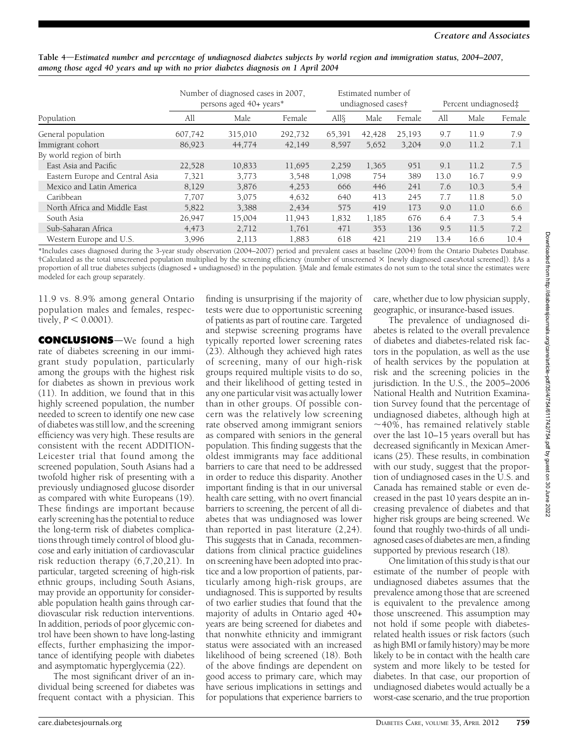**Table 4—Estimated number and percentage of undiagnosed diabetes subjects by world region and immigration status, 2004–2007, among those aged 40 years and up with no prior diabetes diagnosis on 1 April 2004**

| Population | Number of diagnosed cases in 2007, persons aged 40+ years* | | | Estimated number of undiagnosed cases† | | | Percent undiagnosed‡ | | |
|---|---|---|---|---|---|---|---|---|---|
| | All | Male | Female | All§ | Male | Female | All | Male | Female |
| General population | 607,742 | 315,010 | 292,732 | 65,391 | 42,428 | 25,193 | 9.7 | 11.9 | 7.9 |
| Immigrant cohort | 86,923 | 44,774 | 42,149 | 8,597 | 5,652 | 3,204 | 9.0 | 11.2 | 7.1 |
| By world region of birth | | | | | | | | | |
| East Asia and Pacific | 22,528 | 10,833 | 11,695 | 2,259 | 1,365 | 951 | 9.1 | 11.2 | 7.5 |
| Eastern Europe and Central Asia | 7,321 | 3,773 | 3,548 | 1,098 | 754 | 389 | 13.0 | 16.7 | 9.9 |
| Mexico and Latin America | 8,129 | 3,876 | 4,253 | 666 | 446 | 241 | 7.6 | 10.3 | 5.4 |
| Caribbean | 7,707 | 3,075 | 4,632 | 640 | 413 | 245 | 7.7 | 11.8 | 5.0 |
| North Africa and Middle East | 5,822 | 3,388 | 2,434 | 575 | 419 | 173 | 9.0 | 11.0 | 6.6 |
| South Asia | 26,947 | 15,004 | 11,943 | 1,832 | 1,185 | 676 | 6.4 | 7.3 | 5.4 |
| Sub-Saharan Africa | 4,473 | 2,712 | 1,761 | 471 | 353 | 136 | 9.5 | 11.5 | 7.2 |
| Western Europe and U.S. | 3,996 | 2,113 | 1,883 | 618 | 421 | 219 | 13.4 | 16.6 | 10.4 |

*Includes cases diagnosed during the 3-year study observation (2004–2007) period and prevalent cases at baseline (2004) from the Ontario Diabetes Database. †Calculated as the total unscreened population multiplied by the screening efficiency (number of unscreened × [newly diagnosed cases/total screened]). ‡As a proportion of all true diabetes subjects (diagnosed + undiagnosed) in the population. §Male and female estimates do not sum to the total since the estimates were modeled for each group separately.

11.9 vs. 8.9% among general Ontario population males and females, respectively, $P < 0.0001$).

## CONCLUSIONS

We found a high rate of diabetes screening in our immigrant study population, particularly among the groups with the highest risk for diabetes as shown in previous work (11). In addition, we found that in this highly screened population, the number needed to screen to identify one new case of diabetes was still low, and the screening efficiency was very high. These results are consistent with the recent ADDITION-Leicester trial that found among the screened population, South Asians had a twofold higher risk of presenting with a previously undiagnosed glucose disorder as compared with white Europeans (19). These findings are important because early screening has the potential to reduce the long-term risk of diabetes complications through timely control of blood glucose and early initiation of cardiovascular risk reduction therapy (6,7,20,21). In particular, targeted screening of high-risk ethnic groups, including South Asians, may provide an opportunity for considerable population health gains through cardiovascular risk reduction interventions. In addition, periods of poor glycemic control have been shown to have long-lasting effects, further emphasizing the importance of identifying people with diabetes and asymptomatic hyperglycemia (22).

The most significant driver of an individual being screened for diabetes was frequent contact with a physician. This finding is unsurprising if the majority of tests were due to opportunistic screening of patients as part of routine care. Targeted and stepwise screening programs have typically reported lower screening rates (23). Although they achieved high rates of screening, many of our high-risk groups required multiple visits to do so, and their likelihood of getting tested in any one particular visit was actually lower than in other groups. Of possible concern was the relatively low screening rate observed among immigrant seniors as compared with seniors in the general population. This finding suggests that the oldest immigrants may face additional barriers to care that need to be addressed in order to reduce this disparity. Another important finding is that in our universal health care setting, with no overt financial barriers to screening, the percent of all diabetes that was undiagnosed was lower than reported in past literature (2,24). This suggests that in Canada, recommendations from clinical practice guidelines on screening have been adopted into practice and a low proportion of patients, particularly among high-risk groups, are undiagnosed. This is supported by results of two earlier studies that found that the majority of adults in Ontario aged 40+ years are being screened for diabetes and that nonwhite ethnicity and immigrant status were associated with an increased likelihood of being screened (18). Both of the above findings are dependent on good access to primary care, which may have serious implications in settings and for populations that experience barriers to care, whether due to low physician supply, geographic, or insurance-based issues.

The prevalence of undiagnosed diabetes is related to the overall prevalence of diabetes and diabetes-related risk factors in the population, as well as the use of health services by the population at risk and the screening policies in the jurisdiction. In the U.S., the 2005–2006 National Health and Nutrition Examination Survey found that the percentage of undiagnosed diabetes, although high at ~40%, has remained relatively stable over the last 10–15 years overall but has decreased significantly in Mexican Americans (25). These results, in combination with our study, suggest that the proportion of undiagnosed cases in the U.S. and Canada has remained stable or even decreased in the past 10 years despite an increasing prevalence of diabetes and that higher risk groups are being screened. We found that roughly two-thirds of all undiagnosed cases of diabetes are men, a finding supported by previous research (18).

One limitation of this study is that our estimate of the number of people with undiagnosed diabetes assumes that the prevalence among those that are screened is equivalent to the prevalence among those unscreened. This assumption may not hold if some people with diabetes-related health issues or risk factors (such as high BMI or family history) may be more likely to be in contact with the health care system and more likely to be tested for diabetes. In that case, our proportion of undiagnosed diabetes would actually be a worst-case scenario, and the true proportion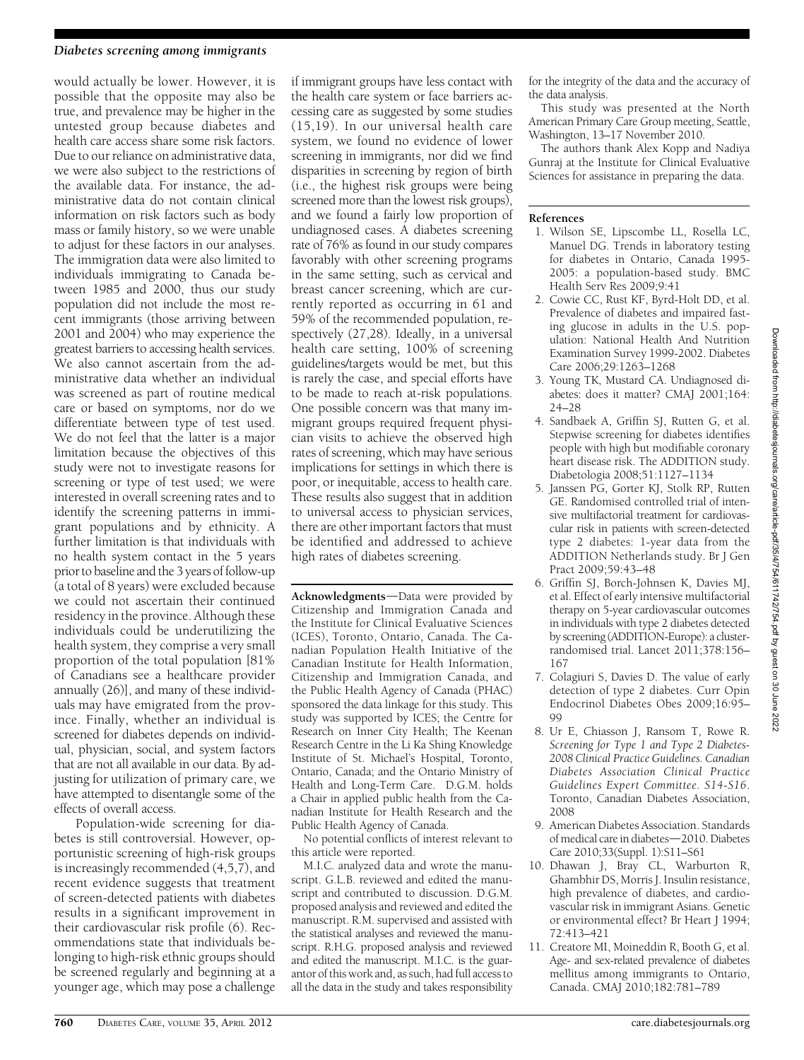would actually be lower. However, it is possible that the opposite may also be true, and prevalence may be higher in the untested group because diabetes and health care access share some risk factors. Due to our reliance on administrative data, we were also subject to the restrictions of the available data. For instance, the administrative data do not contain clinical information on risk factors such as body mass or family history, so we were unable to adjust for these factors in our analyses. The immigration data were also limited to individuals immigrating to Canada between 1985 and 2000, thus our study population did not include the most recent immigrants (those arriving between 2001 and 2004) who may experience the greatest barriers to accessing health services. We also cannot ascertain from the administrative data whether an individual was screened as part of routine medical care or based on symptoms, nor do we differentiate between type of test used. We do not feel that the latter is a major limitation because the objectives of this study were not to investigate reasons for screening or type of test used; we were interested in overall screening rates and to identify the screening patterns in immigrant populations and by ethnicity. A further limitation is that individuals with no health system contact in the 5 years prior to baseline and the 3 years of follow-up (a total of 8 years) were excluded because we could not ascertain their continued residency in the province. Although these individuals could be underutilizing the health system, they comprise a very small proportion of the total population [81% of Canadians see a healthcare provider annually (26)], and many of these individuals may have emigrated from the province. Finally, whether an individual is screened for diabetes depends on individual, physician, social, and system factors that are not all available in our data. By adjusting for utilization of primary care, we have attempted to disentangle some of the effects of overall access.

Population-wide screening for diabetes is still controversial. However, opportunistic screening of high-risk groups is increasingly recommended (4,5,7), and recent evidence suggests that treatment of screen-detected patients with diabetes results in a significant improvement in their cardiovascular risk profile (6). Recommendations state that individuals belonging to high-risk ethnic groups should be screened regularly and beginning at a younger age, which may pose a challenge if immigrant groups have less contact with the health care system or face barriers accessing care as suggested by some studies (15,19). In our universal health care system, we found no evidence of lower screening in immigrants, nor did we find disparities in screening by region of birth (i.e., the highest risk groups were being screened more than the lowest risk groups), and we found a fairly low proportion of undiagnosed cases. A diabetes screening rate of 76% as found in our study compares favorably with other screening programs in the same setting, such as cervical and breast cancer screening, which are currently reported as occurring in 61 and 59% of the recommended population, respectively (27,28). Ideally, in a universal health care setting, 100% of screening guidelines/targets would be met, but this is rarely the case, and special efforts have to be made to reach at-risk populations. One possible concern was that many immigrant groups required frequent physician visits to achieve the observed high rates of screening, which may have serious implications for settings in which there is poor, or inequitable, access to health care. These results also suggest that in addition to universal access to physician services, there are other important factors that must be identified and addressed to achieve high rates of diabetes screening.

**Acknowledgments**—Data were provided by Citizenship and Immigration Canada and the Institute for Clinical Evaluative Sciences (ICES), Toronto, Ontario, Canada. The Canadian Population Health Initiative of the Canadian Institute for Health Information, Citizenship and Immigration Canada, and the Public Health Agency of Canada (PHAC) sponsored the data linkage for this study. This study was supported by ICES; the Centre for Research on Inner City Health; The Keenan Research Centre in the Li Ka Shing Knowledge Institute of St. Michael's Hospital, Toronto, Ontario, Canada; and the Ontario Ministry of Health and Long-Term Care. D.G.M. holds a Chair in applied public health from the Canadian Institute for Health Research and the Public Health Agency of Canada.

No potential conflicts of interest relevant to this article were reported.

M.I.C. analyzed data and wrote the manuscript. G.L.B. reviewed and edited the manuscript and contributed to discussion. D.G.M. proposed analysis and reviewed and edited the manuscript. R.M. supervised and assisted with the statistical analyses and reviewed the manuscript. R.H.G. proposed analysis and reviewed and edited the manuscript. M.I.C. is the guarantor of this work and, as such, had full access to all the data in the study and takes responsibility for the integrity of the data and the accuracy of the data analysis.

This study was presented at the North American Primary Care Group meeting, Seattle, Washington, 13–17 November 2010.

The authors thank Alex Kopp and Nadiya Gunraj at the Institute for Clinical Evaluative Sciences for assistance in preparing the data.

## References

1. Wilson SE, Lipscombe LL, Rosella LC, Manuel DG. Trends in laboratory testing for diabetes in Ontario, Canada 1995-2005: a population-based study. BMC Health Serv Res 2009;9:41
2. Cowie CC, Rust KF, Byrd-Holt DD, et al. Prevalence of diabetes and impaired fasting glucose in adults in the U.S. population: National Health And Nutrition Examination Survey 1999-2002. Diabetes Care 2006;29:1263–1268
3. Young TK, Mustard CA. Undiagnosed diabetes: does it matter? CMAJ 2001;164:24–28
4. Sandbaek A, Griffin SJ, Rutten G, et al. Stepwise screening for diabetes identifies people with high but modifiable coronary heart disease risk. The ADDITION study. Diabetologia 2008;51:1127–1134
5. Janssen PG, Gorter KJ, Stolk RP, Rutten GE. Randomised controlled trial of intensive multifactorial treatment for cardiovascular risk in patients with screen-detected type 2 diabetes: 1-year data from the ADDITION Netherlands study. Br J Gen Pract 2009;59:43–48
6. Griffin SJ, Borch-Johnsen K, Davies MJ, et al. Effect of early intensive multifactorial therapy on 5-year cardiovascular outcomes in individuals with type 2 diabetes detected by screening (ADDITION-Europe): a cluster-randomised trial. Lancet 2011;378:156–167
7. Colagiuri S, Davies D. The value of early detection of type 2 diabetes. Curr Opin Endocrinol Diabetes Obes 2009;16:95–99
8. Ur E, Chiasson J, Ransom T, Rowe R. *Screening for Type 1 and Type 2 Diabetes-2008 Clinical Practice Guidelines. Canadian Diabetes Association Clinical Practice Guidelines Expert Committee. S14-S16*. Toronto, Canadian Diabetes Association, 2008
9. American Diabetes Association. Standards of medical care in diabetes—2010. Diabetes Care 2010;33(Suppl. 1):S11–S61
10. Dhawan J, Bray CL, Warburton R, Ghambhir DS, Morris J. Insulin resistance, high prevalence of diabetes, and cardiovascular risk in immigrant Asians. Genetic or environmental effect? Br Heart J 1994; 72:413–421
11. Creatore MI, Moineddin R, Booth G, et al. Age- and sex-related prevalence of diabetes mellitus among immigrants to Ontario, Canada. CMAJ 2010;182:781–789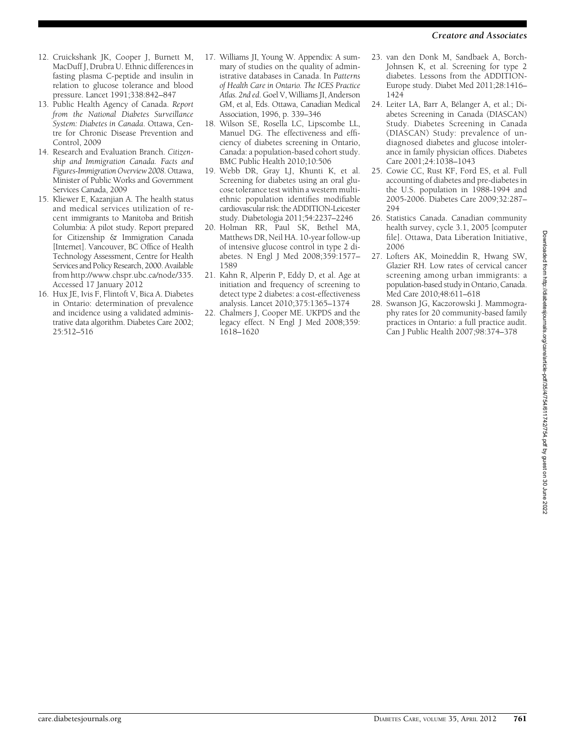12. Cruickshank JK, Cooper J, Burnett M, MacDuff J, Drubra U. Ethnic differences in fasting plasma C-peptide and insulin in relation to glucose tolerance and blood pressure. Lancet 1991;338:842–847
13. Public Health Agency of Canada. *Report from the National Diabetes Surveillance System: Diabetes in Canada*. Ottawa, Centre for Chronic Disease Prevention and Control, 2009
14. Research and Evaluation Branch. *Citizenship and Immigration Canada. Facts and Figures-Immigration Overview 2008*. Ottawa, Minister of Public Works and Government Services Canada, 2009
15. Kliewer E, Kazanjian A. The health status and medical services utilization of recent immigrants to Manitoba and British Columbia: A pilot study. Report prepared for Citizenship & Immigration Canada [Internet]. Vancouver, BC Office of Health Technology Assessment, Centre for Health Services and Policy Research, 2000. Available from http://www.chspr.ubc.ca/node/335. Accessed 17 January 2012
16. Hux JE, Ivis F, Flintoft V, Bica A. Diabetes in Ontario: determination of prevalence and incidence using a validated administrative data algorithm. Diabetes Care 2002; 25:512–516
17. Williams JI, Young W. Appendix: A summary of studies on the quality of administrative databases in Canada. In *Patterns of Health Care in Ontario. The ICES Practice Atlas. 2nd ed.* Goel V, Williams JI, Anderson GM, et al, Eds. Ottawa, Canadian Medical Association, 1996, p. 339–346
18. Wilson SE, Rosella LC, Lipscombe LL, Manuel DG. The effectiveness and efficiency of diabetes screening in Ontario, Canada: a population-based cohort study. BMC Public Health 2010;10:506
19. Webb DR, Gray LJ, Khunti K, et al. Screening for diabetes using an oral glucose tolerance test within a western multiethnic population identifies modifiable cardiovascular risk: the ADDITION-Leicester study. Diabetologia 2011;54:2237–2246
20. Holman RR, Paul SK, Bethel MA, Matthews DR, Neil HA. 10-year follow-up of intensive glucose control in type 2 diabetes. N Engl J Med 2008;359:1577–1589
21. Kahn R, Alperin P, Eddy D, et al. Age at initiation and frequency of screening to detect type 2 diabetes: a cost-effectiveness analysis. Lancet 2010;375:1365–1374
22. Chalmers J, Cooper ME. UKPDS and the legacy effect. N Engl J Med 2008;359: 1618–1620
23. van den Donk M, Sandbaek A, Borch-Johnsen K, et al. Screening for type 2 diabetes. Lessons from the ADDITION-Europe study. Diabet Med 2011;28:1416–1424
24. Leiter LA, Barr A, Bélanger A, et al.; Diabetes Screening in Canada (DIASCAN) Study. Diabetes Screening in Canada (DIASCAN) Study: prevalence of undiagnosed diabetes and glucose intolerance in family physician offices. Diabetes Care 2001;24:1038–1043
25. Cowie CC, Rust KF, Ford ES, et al. Full accounting of diabetes and pre-diabetes in the U.S. population in 1988-1994 and 2005-2006. Diabetes Care 2009;32:287–294
26. Statistics Canada. Canadian community health survey, cycle 3.1, 2005 [computer file]. Ottawa, Data Liberation Initiative, 2006
27. Lofters AK, Moineddin R, Hwang SW, Glazier RH. Low rates of cervical cancer screening among urban immigrants: a population-based study in Ontario, Canada. Med Care 2010;48:611–618
28. Swanson JG, Kaczorowski J. Mammography rates for 20 community-based family practices in Ontario: a full practice audit. Can J Public Health 2007;98:374–378